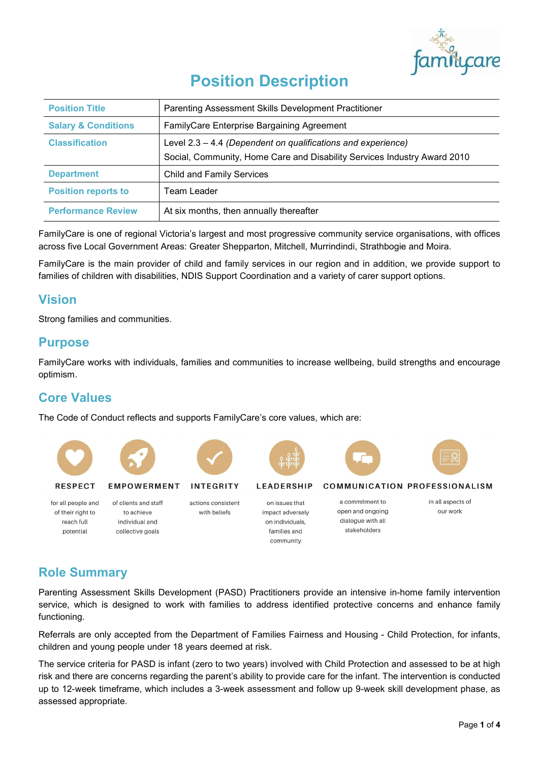# Position Description

| Position Title | Parenting Assessment Skills Development Practitioner |
|---|---|
| Salary & Conditions | FamilyCare Enterprise Bargaining Agreement |
| Classification | Level 2.3 – 4.4 *(Dependent on qualifications and experience)*<br>Social, Community, Home Care and Disability Services Industry Award 2010 |
| Department | Child and Family Services |
| Position reports to | Team Leader |
| Performance Review | At six months, then annually thereafter |

FamilyCare is one of regional Victoria's largest and most progressive community service organisations, with offices across five Local Government Areas: Greater Shepparton, Mitchell, Murrindindi, Strathbogie and Moira.

FamilyCare is the main provider of child and family services in our region and in addition, we provide support to families of children with disabilities, NDIS Support Coordination and a variety of carer support options.

## Vision

Strong families and communities.

## Purpose

FamilyCare works with individuals, families and communities to increase wellbeing, build strengths and encourage optimism.

## Core Values

The Code of Conduct reflects and supports FamilyCare's core values, which are:

- **RESPECT** for all people and of their right to reach full potential
- **EMPOWERMENT** of clients and staff to achieve individual and collective goals
- **INTEGRITY** actions consistent with beliefs
- **LEADERSHIP** on issues that impact adversely on individuals, families and community
- **COMMUNICATION** a commitment to open and ongoing dialogue with all stakeholders
- **PROFESSIONALISM** in all aspects of our work

## Role Summary

Parenting Assessment Skills Development (PASD) Practitioners provide an intensive in-home family intervention service, which is designed to work with families to address identified protective concerns and enhance family functioning.

Referrals are only accepted from the Department of Families Fairness and Housing - Child Protection, for infants, children and young people under 18 years deemed at risk.

The service criteria for PASD is infant (zero to two years) involved with Child Protection and assessed to be at high risk and there are concerns regarding the parent's ability to provide care for the infant. The intervention is conducted up to 12-week timeframe, which includes a 3-week assessment and follow up 9-week skill development phase, as assessed appropriate.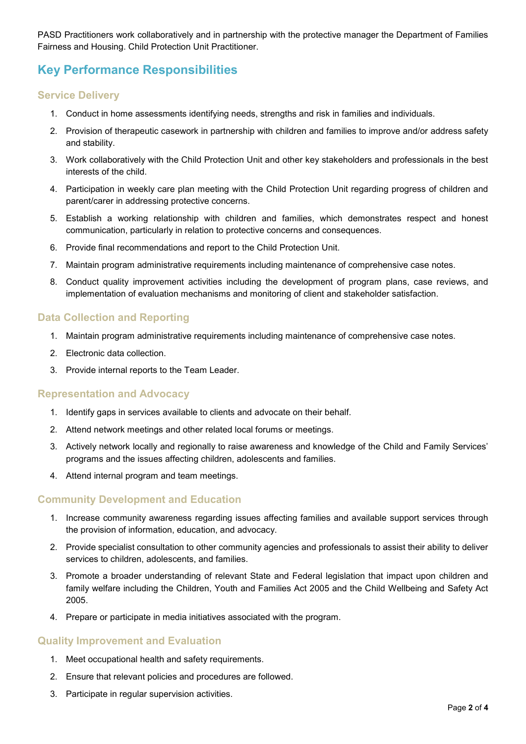PASD Practitioners work collaboratively and in partnership with the protective manager the Department of Families Fairness and Housing. Child Protection Unit Practitioner.

## Key Performance Responsibilities

### Service Delivery

1. Conduct in home assessments identifying needs, strengths and risk in families and individuals.
2. Provision of therapeutic casework in partnership with children and families to improve and/or address safety and stability.
3. Work collaboratively with the Child Protection Unit and other key stakeholders and professionals in the best interests of the child.
4. Participation in weekly care plan meeting with the Child Protection Unit regarding progress of children and parent/carer in addressing protective concerns.
5. Establish a working relationship with children and families, which demonstrates respect and honest communication, particularly in relation to protective concerns and consequences.
6. Provide final recommendations and report to the Child Protection Unit.
7. Maintain program administrative requirements including maintenance of comprehensive case notes.
8. Conduct quality improvement activities including the development of program plans, case reviews, and implementation of evaluation mechanisms and monitoring of client and stakeholder satisfaction.

### Data Collection and Reporting

1. Maintain program administrative requirements including maintenance of comprehensive case notes.
2. Electronic data collection.
3. Provide internal reports to the Team Leader.

### Representation and Advocacy

1. Identify gaps in services available to clients and advocate on their behalf.
2. Attend network meetings and other related local forums or meetings.
3. Actively network locally and regionally to raise awareness and knowledge of the Child and Family Services' programs and the issues affecting children, adolescents and families.
4. Attend internal program and team meetings.

### Community Development and Education

1. Increase community awareness regarding issues affecting families and available support services through the provision of information, education, and advocacy.
2. Provide specialist consultation to other community agencies and professionals to assist their ability to deliver services to children, adolescents, and families.
3. Promote a broader understanding of relevant State and Federal legislation that impact upon children and family welfare including the Children, Youth and Families Act 2005 and the Child Wellbeing and Safety Act 2005.
4. Prepare or participate in media initiatives associated with the program.

### Quality Improvement and Evaluation

1. Meet occupational health and safety requirements.
2. Ensure that relevant policies and procedures are followed.
3. Participate in regular supervision activities.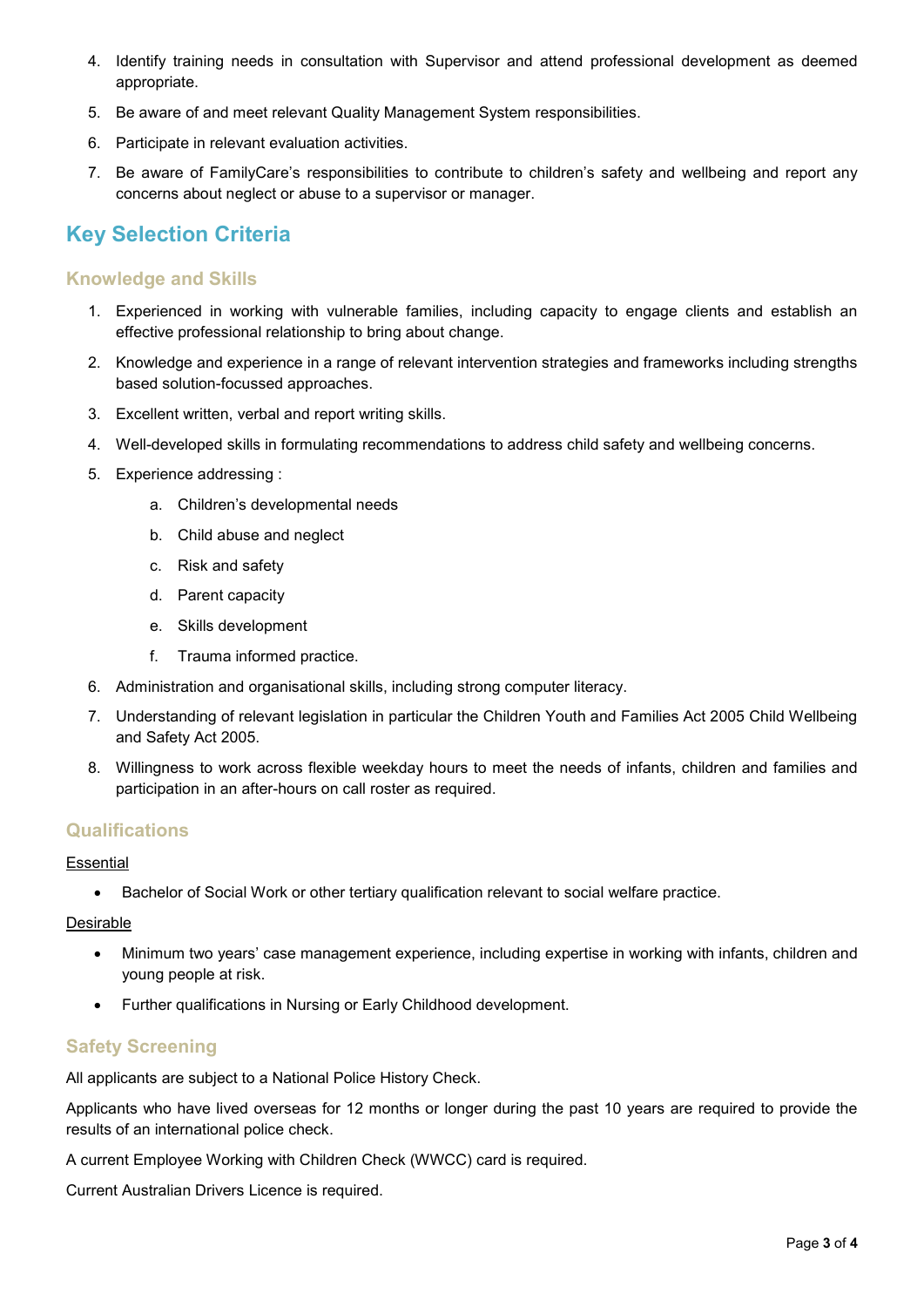4. Identify training needs in consultation with Supervisor and attend professional development as deemed appropriate.
5. Be aware of and meet relevant Quality Management System responsibilities.
6. Participate in relevant evaluation activities.
7. Be aware of FamilyCare's responsibilities to contribute to children's safety and wellbeing and report any concerns about neglect or abuse to a supervisor or manager.

## Key Selection Criteria

### Knowledge and Skills

1. Experienced in working with vulnerable families, including capacity to engage clients and establish an effective professional relationship to bring about change.
2. Knowledge and experience in a range of relevant intervention strategies and frameworks including strengths based solution-focussed approaches.
3. Excellent written, verbal and report writing skills.
4. Well-developed skills in formulating recommendations to address child safety and wellbeing concerns.
5. Experience addressing :
    a. Children's developmental needs
    b. Child abuse and neglect
    c. Risk and safety
    d. Parent capacity
    e. Skills development
    f. Trauma informed practice.
6. Administration and organisational skills, including strong computer literacy.
7. Understanding of relevant legislation in particular the Children Youth and Families Act 2005 Child Wellbeing and Safety Act 2005.
8. Willingness to work across flexible weekday hours to meet the needs of infants, children and families and participation in an after-hours on call roster as required.

### Qualifications

<u>Essential</u>

- Bachelor of Social Work or other tertiary qualification relevant to social welfare practice.

<u>Desirable</u>

- Minimum two years' case management experience, including expertise in working with infants, children and young people at risk.
- Further qualifications in Nursing or Early Childhood development.

### Safety Screening

All applicants are subject to a National Police History Check.

Applicants who have lived overseas for 12 months or longer during the past 10 years are required to provide the results of an international police check.

A current Employee Working with Children Check (WWCC) card is required.

Current Australian Drivers Licence is required.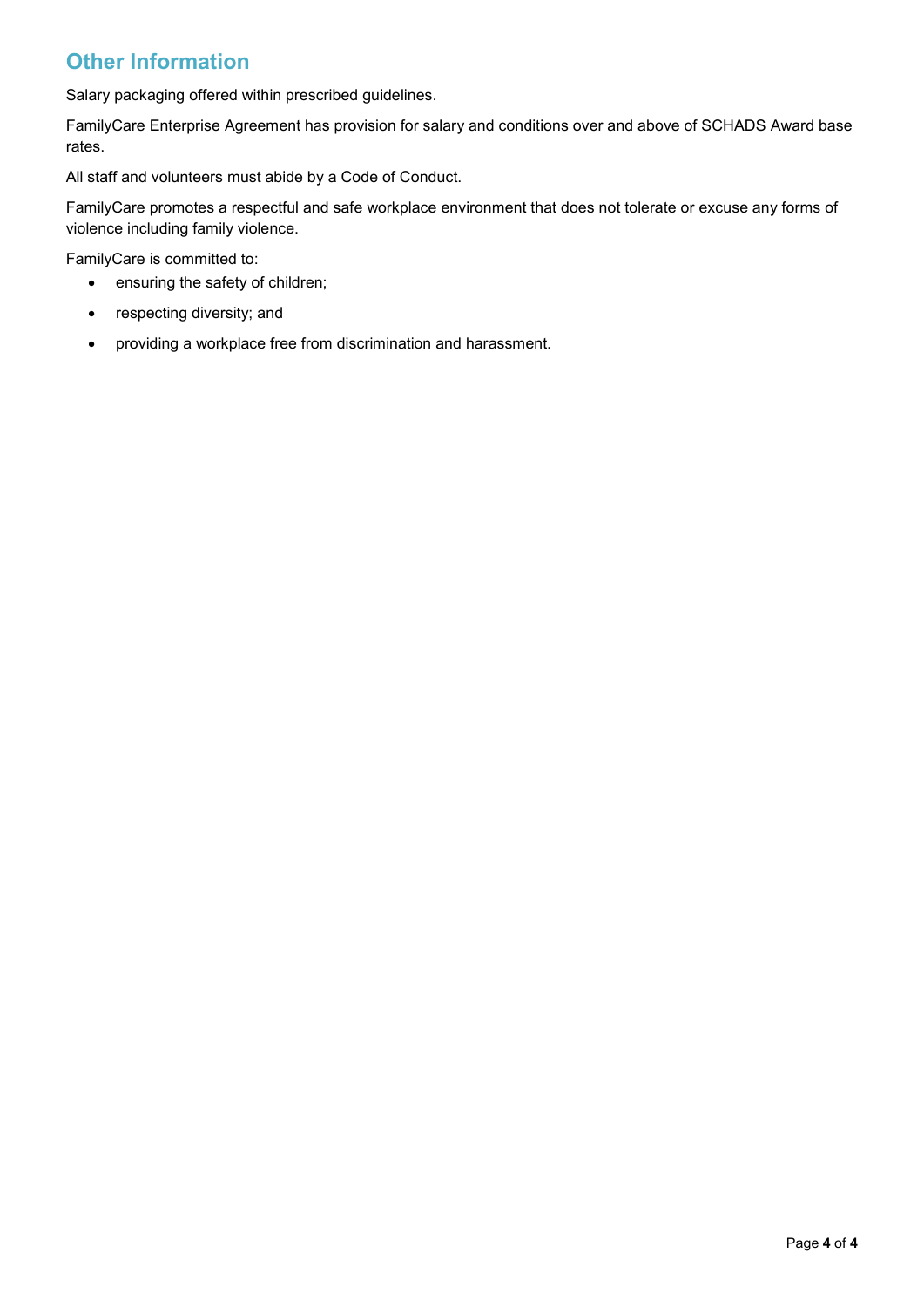## Other Information

Salary packaging offered within prescribed guidelines.

FamilyCare Enterprise Agreement has provision for salary and conditions over and above of SCHADS Award base rates.

All staff and volunteers must abide by a Code of Conduct.

FamilyCare promotes a respectful and safe workplace environment that does not tolerate or excuse any forms of violence including family violence.

FamilyCare is committed to:

- ensuring the safety of children;
- respecting diversity; and
- providing a workplace free from discrimination and harassment.